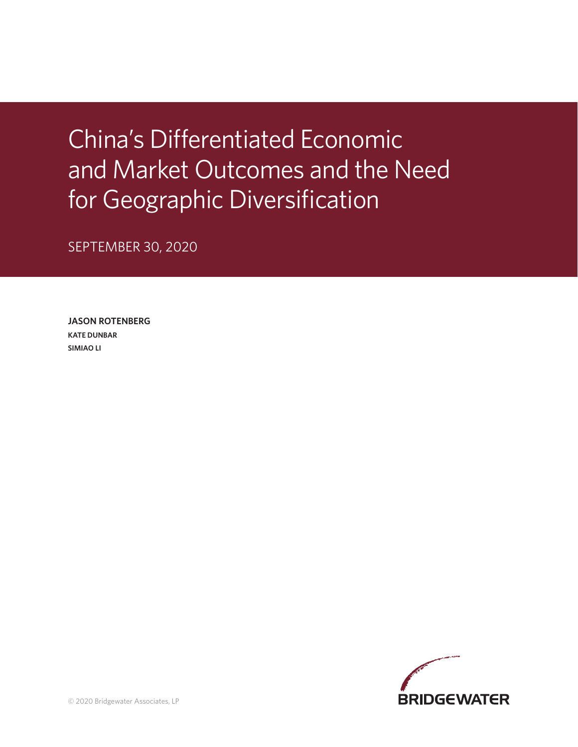# China's Differentiated Economic and Market Outcomes and the Need for Geographic Diversification

SEPTEMBER 30, 2020

**JASON ROTENBERG**

**KATE DUNBAR**

**SIMIAO LI**

© 2020 Bridgewater Associates, LP

BRIDGEWATER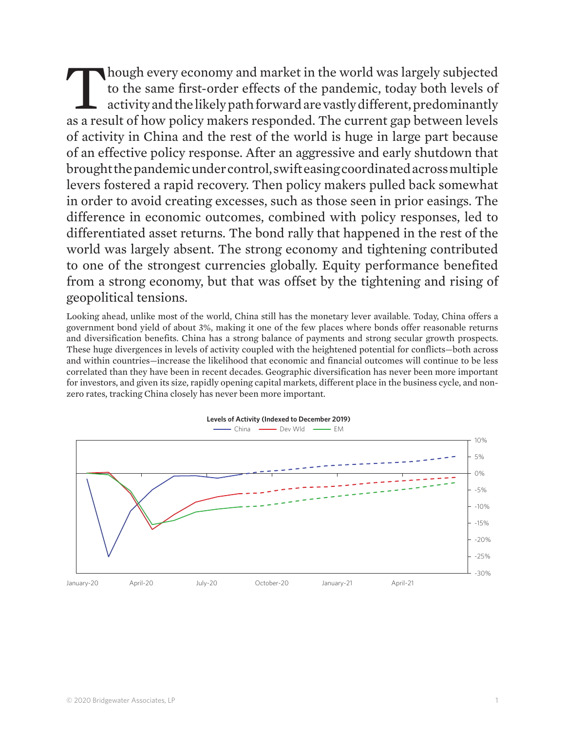Though every economy and market in the world was largely subjected to the same first-order effects of the pandemic, today both levels of activity and the likely path forward are vastly different, predominantly as a result of how policy makers responded. The current gap between levels of activity in China and the rest of the world is huge in large part because of an effective policy response. After an aggressive and early shutdown that brought the pandemic under control, swift easing coordinated across multiple levers fostered a rapid recovery. Then policy makers pulled back somewhat in order to avoid creating excesses, such as those seen in prior easings. The difference in economic outcomes, combined with policy responses, led to differentiated asset returns. The bond rally that happened in the rest of the world was largely absent. The strong economy and tightening contributed to one of the strongest currencies globally. Equity performance benefited from a strong economy, but that was offset by the tightening and rising of geopolitical tensions.

Looking ahead, unlike most of the world, China still has the monetary lever available. Today, China offers a government bond yield of about 3%, making it one of the few places where bonds offer reasonable returns and diversification benefits. China has a strong balance of payments and strong secular growth prospects. These huge divergences in levels of activity coupled with the heightened potential for conflicts—both across and within countries—increase the likelihood that economic and financial outcomes will continue to be less correlated than they have been in recent decades. Geographic diversification has never been more important for investors, and given its size, rapidly opening capital markets, different place in the business cycle, and non-zero rates, tracking China closely has never been more important.

**Levels of Activity (Indexed to December 2019)**

China — Dev Wld — EM

10%, 5%, 0%, -5%, -10%, -15%, -20%, -25%, -30%

January-20, April-20, July-20, October-20, January-21, April-21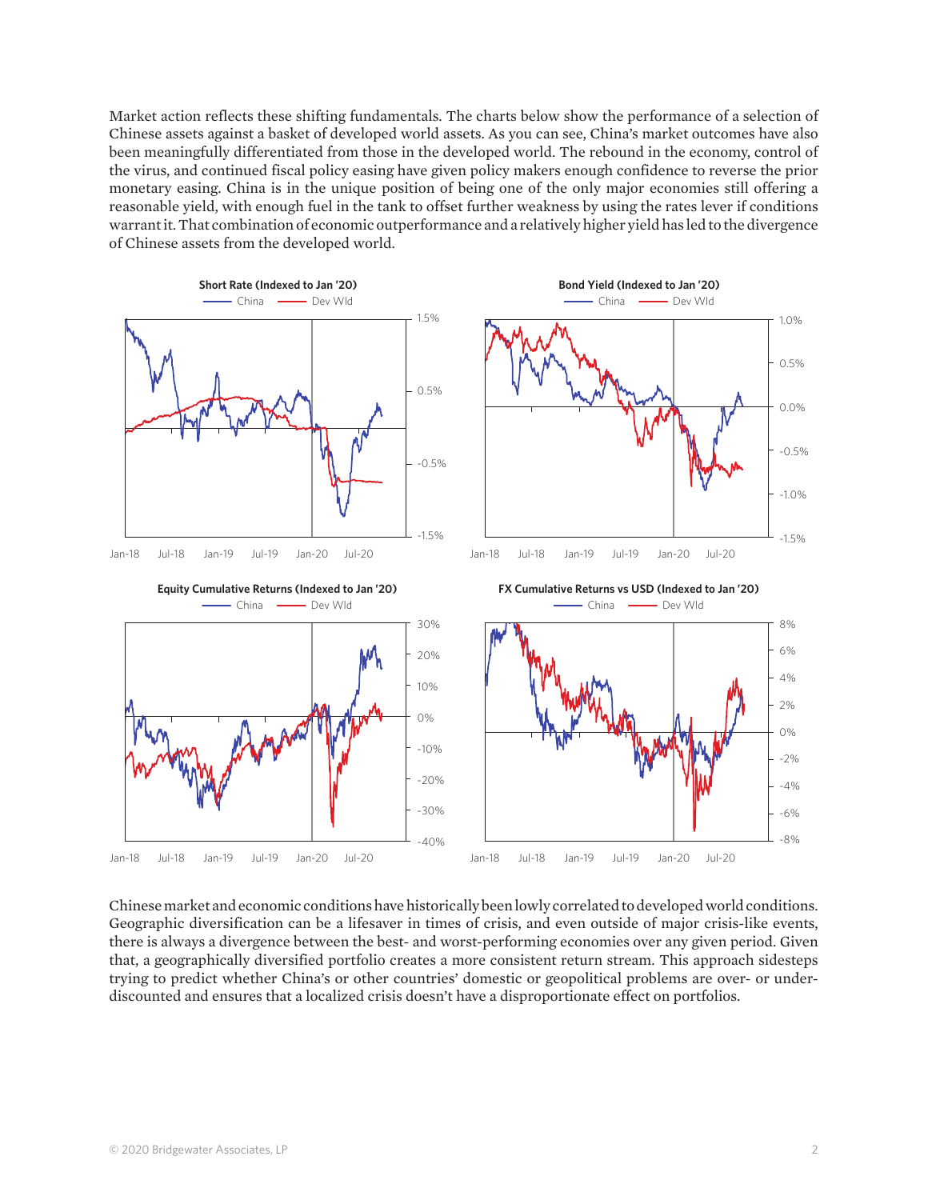Market action reflects these shifting fundamentals. The charts below show the performance of a selection of Chinese assets against a basket of developed world assets. As you can see, China's market outcomes have also been meaningfully differentiated from those in the developed world. The rebound in the economy, control of the virus, and continued fiscal policy easing have given policy makers enough confidence to reverse the prior monetary easing. China is in the unique position of being one of the only major economies still offering a reasonable yield, with enough fuel in the tank to offset further weakness by using the rates lever if conditions warrant it. That combination of economic outperformance and a relatively higher yield has led to the divergence of Chinese assets from the developed world.

**Short Rate (Indexed to Jan '20)**

China — Dev Wld

**Bond Yield (Indexed to Jan '20)**

China — Dev Wld

**Equity Cumulative Returns (Indexed to Jan '20)**

China — Dev Wld

**FX Cumulative Returns vs USD (Indexed to Jan '20)**

China — Dev Wld

Chinese market and economic conditions have historically been lowly correlated to developed world conditions. Geographic diversification can be a lifesaver in times of crisis, and even outside of major crisis-like events, there is always a divergence between the best- and worst-performing economies over any given period. Given that, a geographically diversified portfolio creates a more consistent return stream. This approach sidesteps trying to predict whether China's or other countries' domestic or geopolitical problems are over- or under-discounted and ensures that a localized crisis doesn't have a disproportionate effect on portfolios.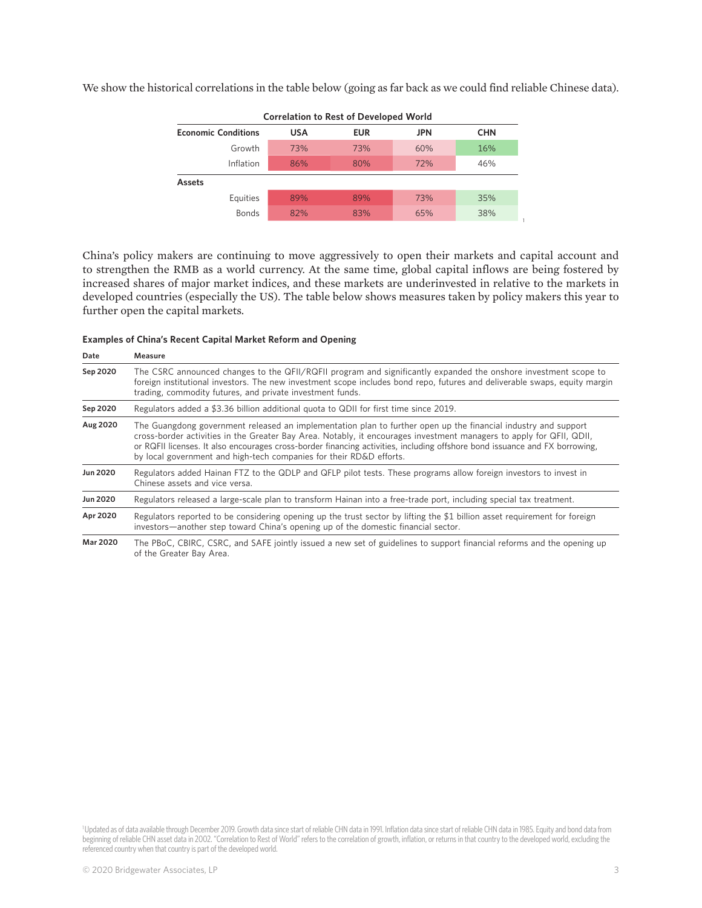We show the historical correlations in the table below (going as far back as we could find reliable Chinese data).

**Correlation to Rest of Developed World**

| Economic Conditions | USA | EUR | JPN | CHN |
|---|---|---|---|---|
| Growth | 73% | 73% | 60% | 16% |
| Inflation | 86% | 80% | 72% | 46% |
| **Assets** | | | | |
| Equities | 89% | 89% | 73% | 35% |
| Bonds | 82% | 83% | 65% | 38% |

[1]

China's policy makers are continuing to move aggressively to open their markets and capital account and to strengthen the RMB as a world currency. At the same time, global capital inflows are being fostered by increased shares of major market indices, and these markets are underinvested in relative to the markets in developed countries (especially the US). The table below shows measures taken by policy makers this year to further open the capital markets.

**Examples of China's Recent Capital Market Reform and Opening**

| Date | Measure |
|---|---|
| **Sep 2020** | The CSRC announced changes to the QFII/RQFII program and significantly expanded the onshore investment scope to foreign institutional investors. The new investment scope includes bond repo, futures and deliverable swaps, equity margin trading, commodity futures, and private investment funds. |
| **Sep 2020** | Regulators added a $3.36 billion additional quota to QDII for first time since 2019. |
| **Aug 2020** | The Guangdong government released an implementation plan to further open up the financial industry and support cross-border activities in the Greater Bay Area. Notably, it encourages investment managers to apply for QFII, QDII, or RQFII licenses. It also encourages cross-border financing activities, including offshore bond issuance and FX borrowing, by local government and high-tech companies for their RD&D efforts. |
| **Jun 2020** | Regulators added Hainan FTZ to the QDLP and QFLP pilot tests. These programs allow foreign investors to invest in Chinese assets and vice versa. |
| **Jun 2020** | Regulators released a large-scale plan to transform Hainan into a free-trade port, including special tax treatment. |
| **Apr 2020** | Regulators reported to be considering opening up the trust sector by lifting the $1 billion asset requirement for foreign investors—another step toward China's opening up of the domestic financial sector. |
| **Mar 2020** | The PBoC, CBIRC, CSRC, and SAFE jointly issued a new set of guidelines to support financial reforms and the opening up of the Greater Bay Area. |

[1] Updated as of data available through December 2019. Growth data since start of reliable CHN data in 1991. Inflation data since start of reliable CHN data in 1985. Equity and bond data from beginning of reliable CHN asset data in 2002. "Correlation to Rest of World" refers to the correlation of growth, inflation, or returns in that country to the developed world, excluding the referenced country when that country is part of the developed world.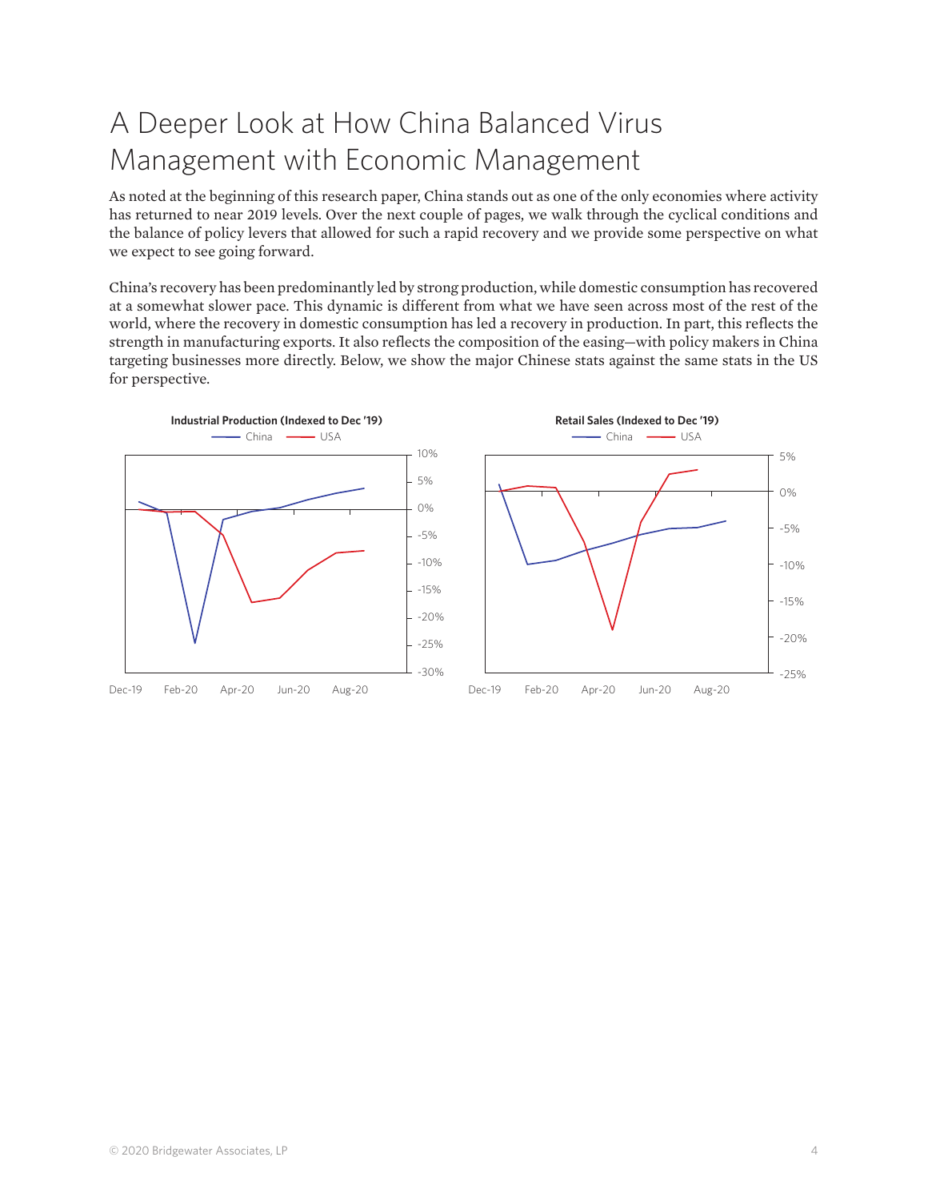# A Deeper Look at How China Balanced Virus Management with Economic Management

As noted at the beginning of this research paper, China stands out as one of the only economies where activity has returned to near 2019 levels. Over the next couple of pages, we walk through the cyclical conditions and the balance of policy levers that allowed for such a rapid recovery and we provide some perspective on what we expect to see going forward.

China's recovery has been predominantly led by strong production, while domestic consumption has recovered at a somewhat slower pace. This dynamic is different from what we have seen across most of the rest of the world, where the recovery in domestic consumption has led a recovery in production. In part, this reflects the strength in manufacturing exports. It also reflects the composition of the easing—with policy makers in China targeting businesses more directly. Below, we show the major Chinese stats against the same stats in the US for perspective.

**Industrial Production (Indexed to Dec '19)**

China — USA

**Retail Sales (Indexed to Dec '19)**

China — USA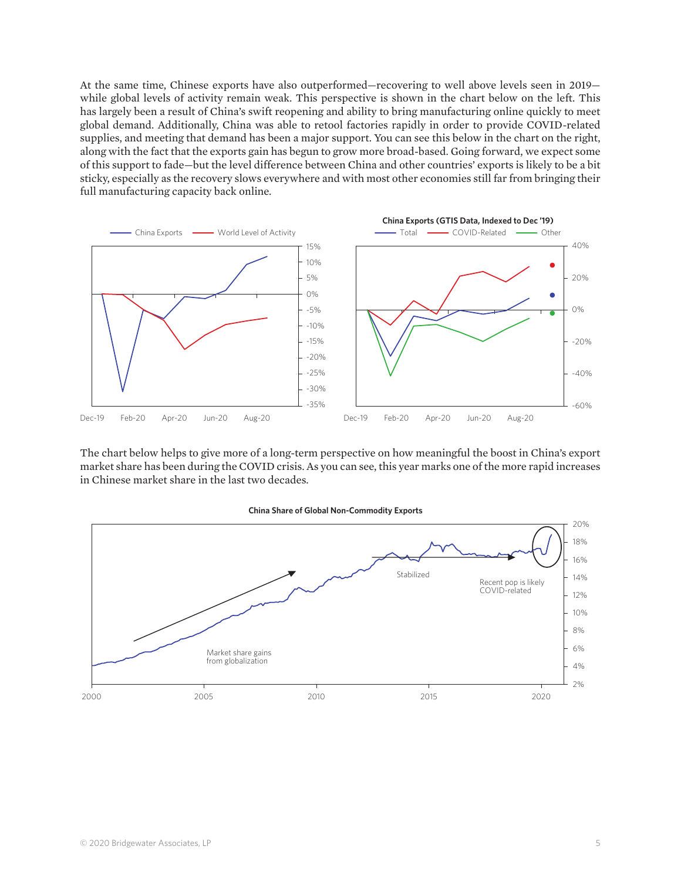At the same time, Chinese exports have also outperformed—recovering to well above levels seen in 2019—while global levels of activity remain weak. This perspective is shown in the chart below on the left. This has largely been a result of China's swift reopening and ability to bring manufacturing online quickly to meet global demand. Additionally, China was able to retool factories rapidly in order to provide COVID-related supplies, and meeting that demand has been a major support. You can see this below in the chart on the right, along with the fact that the exports gain has begun to grow more broad-based. Going forward, we expect some of this support to fade—but the level difference between China and other countries' exports is likely to be a bit sticky, especially as the recovery slows everywhere and with most other economies still far from bringing their full manufacturing capacity back online.

**China Exports (GTIS Data, Indexed to Dec '19)**

The chart below helps to give more of a long-term perspective on how meaningful the boost in China's export market share has been during the COVID crisis. As you can see, this year marks one of the more rapid increases in Chinese market share in the last two decades.

**China Share of Global Non-Commodity Exports**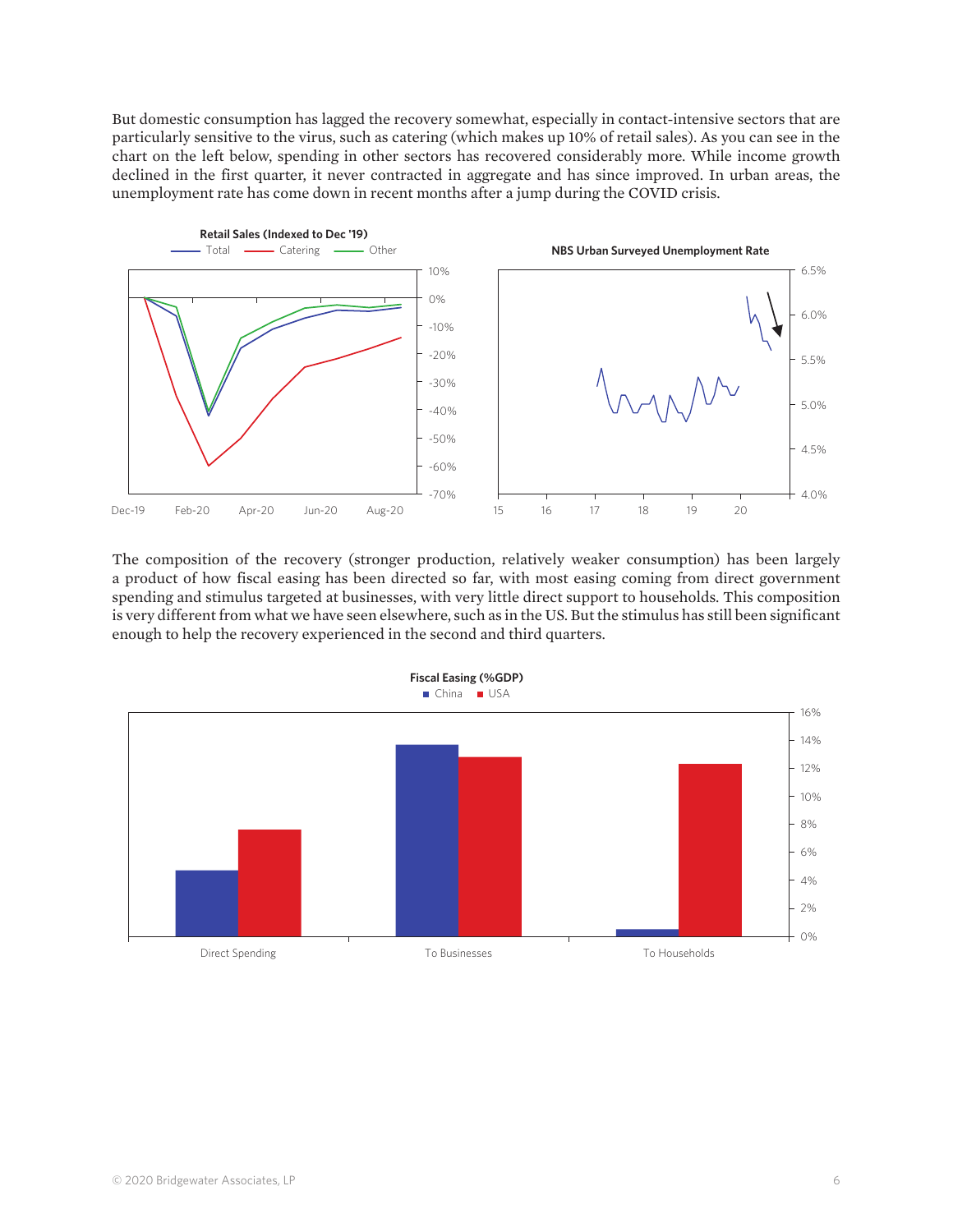But domestic consumption has lagged the recovery somewhat, especially in contact-intensive sectors that are particularly sensitive to the virus, such as catering (which makes up 10% of retail sales). As you can see in the chart on the left below, spending in other sectors has recovered considerably more. While income growth declined in the first quarter, it never contracted in aggregate and has since improved. In urban areas, the unemployment rate has come down in recent months after a jump during the COVID crisis.

The composition of the recovery (stronger production, relatively weaker consumption) has been largely a product of how fiscal easing has been directed so far, with most easing coming from direct government spending and stimulus targeted at businesses, with very little direct support to households. This composition is very different from what we have seen elsewhere, such as in the US. But the stimulus has still been significant enough to help the recovery experienced in the second and third quarters.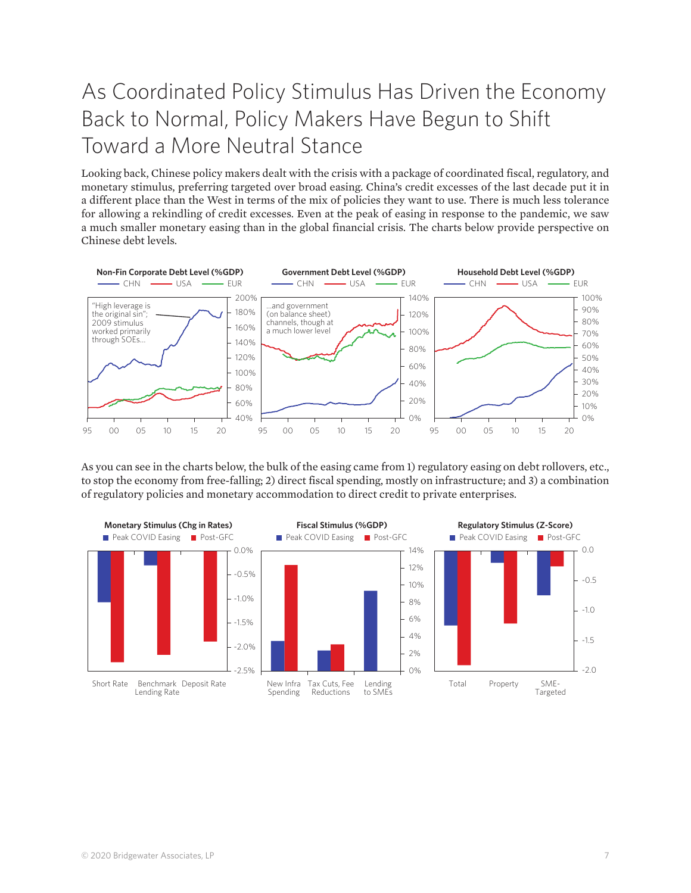# As Coordinated Policy Stimulus Has Driven the Economy Back to Normal, Policy Makers Have Begun to Shift Toward a More Neutral Stance

Looking back, Chinese policy makers dealt with the crisis with a package of coordinated fiscal, regulatory, and monetary stimulus, preferring targeted over broad easing. China's credit excesses of the last decade put it in a different place than the West in terms of the mix of policies they want to use. There is much less tolerance for allowing a rekindling of credit excesses. Even at the peak of easing in response to the pandemic, we saw a much smaller monetary easing than in the global financial crisis. The charts below provide perspective on Chinese debt levels.

**Non-Fin Corporate Debt Level (%GDP)** — CHN, USA, EUR

"High leverage is the original sin"; 2009 stimulus worked primarily through SOEs...

**Government Debt Level (%GDP)** — CHN, USA, EUR

...and government (on balance sheet) channels, though at a much lower level

**Household Debt Level (%GDP)** — CHN, USA, EUR

As you can see in the charts below, the bulk of the easing came from 1) regulatory easing on debt rollovers, etc., to stop the economy from free-falling; 2) direct fiscal spending, mostly on infrastructure; and 3) a combination of regulatory policies and monetary accommodation to direct credit to private enterprises.

**Monetary Stimulus (Chg in Rates)** — Peak COVID Easing, Post-GFC

Short Rate, Benchmark Lending Rate, Deposit Rate

**Fiscal Stimulus (%GDP)** — Peak COVID Easing, Post-GFC

New Infra Spending, Tax Cuts, Fee Reductions, Lending to SMEs

**Regulatory Stimulus (Z-Score)** — Peak COVID Easing, Post-GFC

Total, Property, SME-Targeted

© 2020 Bridgewater Associates, LP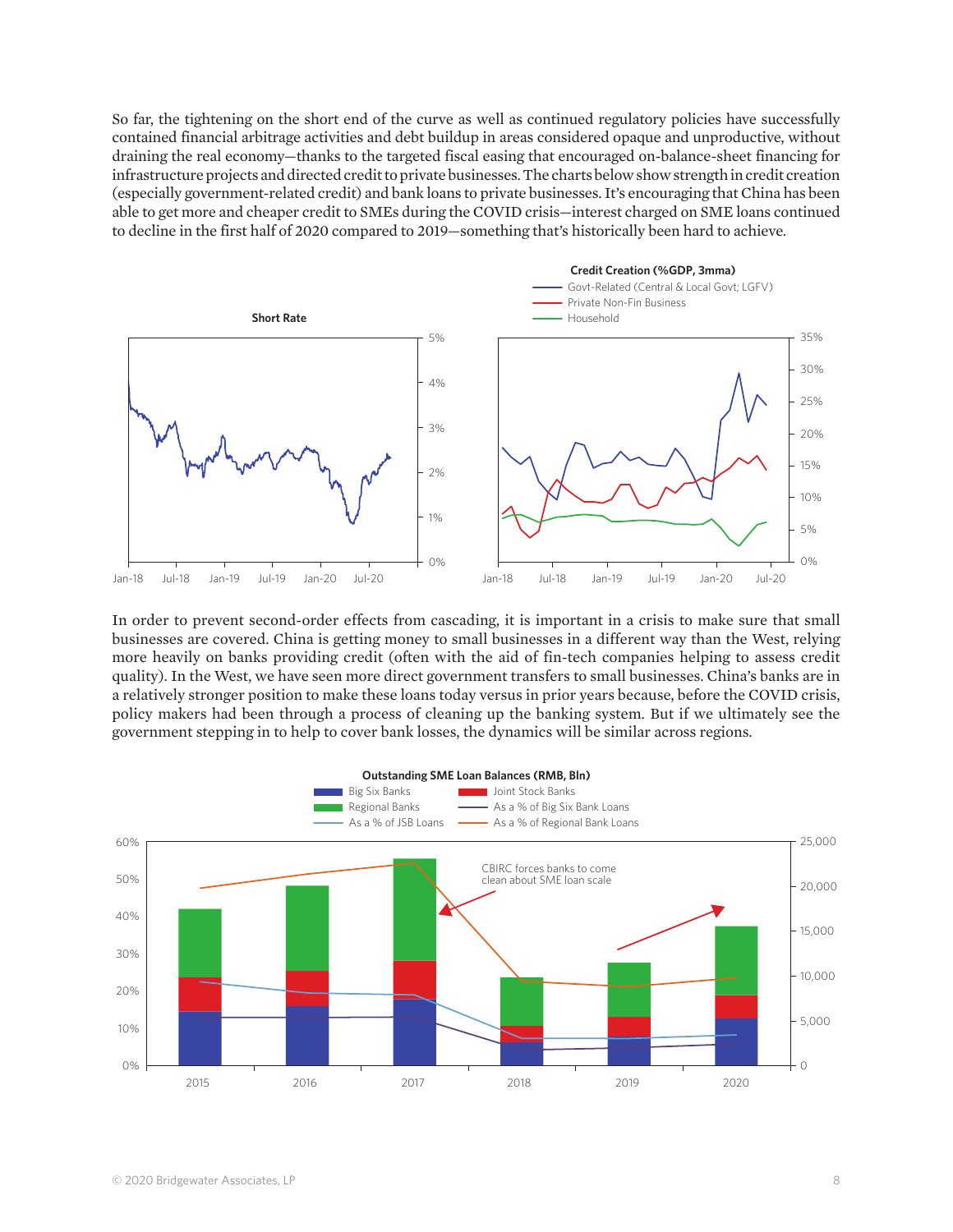So far, the tightening on the short end of the curve as well as continued regulatory policies have successfully contained financial arbitrage activities and debt buildup in areas considered opaque and unproductive, without draining the real economy—thanks to the targeted fiscal easing that encouraged on-balance-sheet financing for infrastructure projects and directed credit to private businesses. The charts below show strength in credit creation (especially government-related credit) and bank loans to private businesses. It's encouraging that China has been able to get more and cheaper credit to SMEs during the COVID crisis—interest charged on SME loans continued to decline in the first half of 2020 compared to 2019—something that's historically been hard to achieve.

**Short Rate**

**Credit Creation (%GDP, 3mma)**

Govt-Related (Central & Local Govt; LGFV)
Private Non-Fin Business
Household

In order to prevent second-order effects from cascading, it is important in a crisis to make sure that small businesses are covered. China is getting money to small businesses in a different way than the West, relying more heavily on banks providing credit (often with the aid of fin-tech companies helping to assess credit quality). In the West, we have seen more direct government transfers to small businesses. China's banks are in a relatively stronger position to make these loans today versus in prior years because, before the COVID crisis, policy makers had been through a process of cleaning up the banking system. But if we ultimately see the government stepping in to help to cover bank losses, the dynamics will be similar across regions.

**Outstanding SME Loan Balances (RMB, Bln)**

Big Six Banks, Joint Stock Banks, Regional Banks, As a % of Big Six Bank Loans, As a % of JSB Loans, As a % of Regional Bank Loans

CBIRC forces banks to come clean about SME loan scale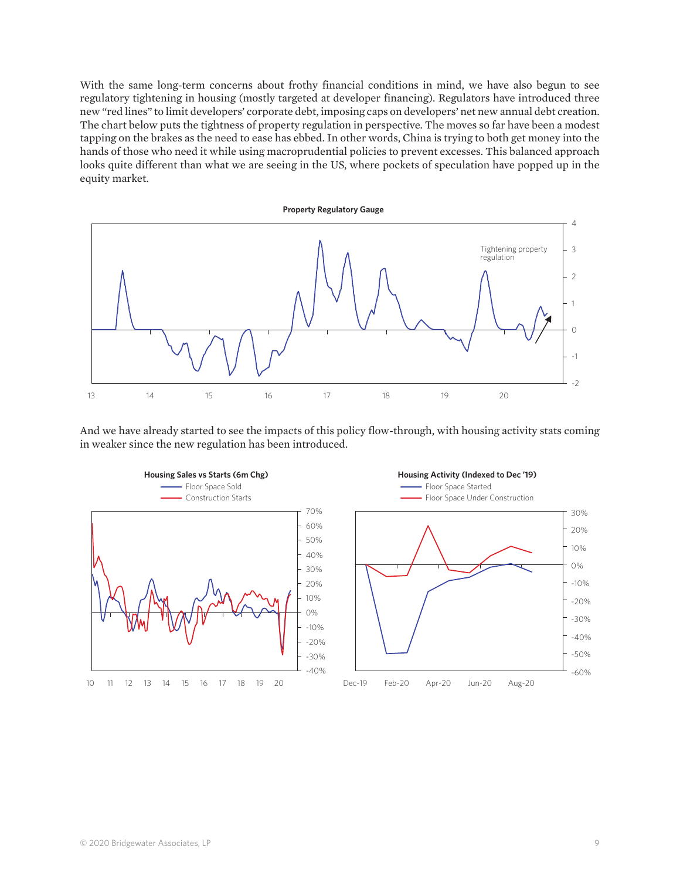With the same long-term concerns about frothy financial conditions in mind, we have also begun to see regulatory tightening in housing (mostly targeted at developer financing). Regulators have introduced three new "red lines" to limit developers' corporate debt, imposing caps on developers' net new annual debt creation. The chart below puts the tightness of property regulation in perspective. The moves so far have been a modest tapping on the brakes as the need to ease has ebbed. In other words, China is trying to both get money into the hands of those who need it while using macroprudential policies to prevent excesses. This balanced approach looks quite different than what we are seeing in the US, where pockets of speculation have popped up in the equity market.

**Property Regulatory Gauge**

And we have already started to see the impacts of this policy flow-through, with housing activity stats coming in weaker since the new regulation has been introduced.

**Housing Sales vs Starts (6m Chg)**

**Housing Activity (Indexed to Dec '19)**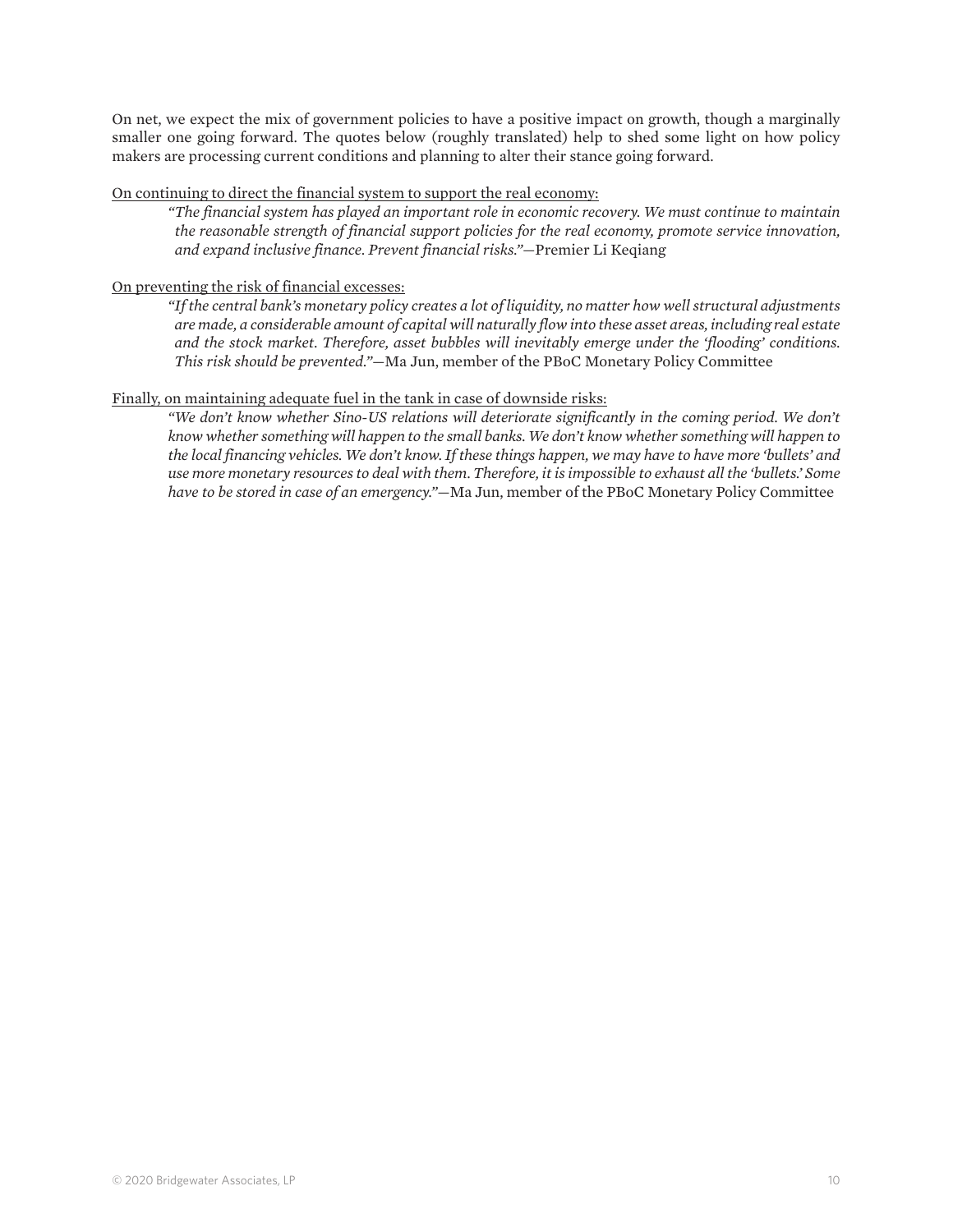On net, we expect the mix of government policies to have a positive impact on growth, though a marginally smaller one going forward. The quotes below (roughly translated) help to shed some light on how policy makers are processing current conditions and planning to alter their stance going forward.

<u>On continuing to direct the financial system to support the real economy:</u>

> *"The financial system has played an important role in economic recovery. We must continue to maintain the reasonable strength of financial support policies for the real economy, promote service innovation, and expand inclusive finance. Prevent financial risks."*—Premier Li Keqiang

<u>On preventing the risk of financial excesses:</u>

> *"If the central bank's monetary policy creates a lot of liquidity, no matter how well structural adjustments are made, a considerable amount of capital will naturally flow into these asset areas, including real estate and the stock market. Therefore, asset bubbles will inevitably emerge under the 'flooding' conditions. This risk should be prevented."*—Ma Jun, member of the PBoC Monetary Policy Committee

<u>Finally, on maintaining adequate fuel in the tank in case of downside risks:</u>

> *"We don't know whether Sino-US relations will deteriorate significantly in the coming period. We don't know whether something will happen to the small banks. We don't know whether something will happen to the local financing vehicles. We don't know. If these things happen, we may have to have more 'bullets' and use more monetary resources to deal with them. Therefore, it is impossible to exhaust all the 'bullets.' Some have to be stored in case of an emergency."*—Ma Jun, member of the PBoC Monetary Policy Committee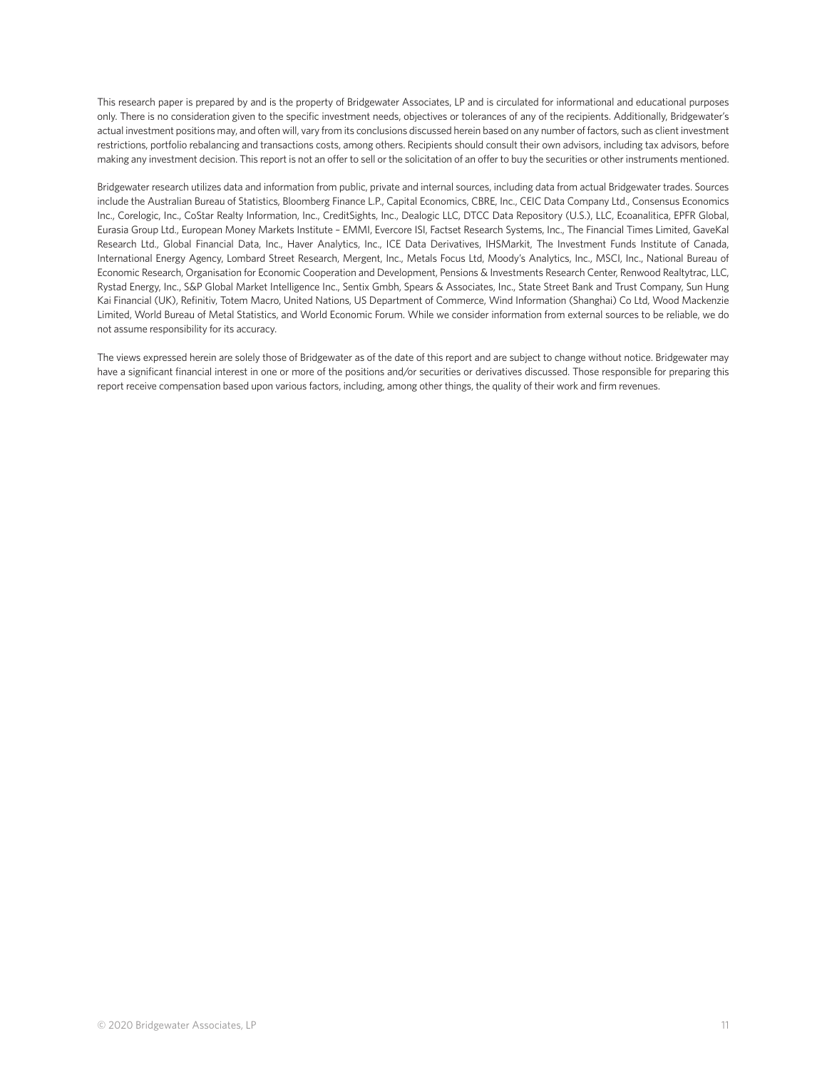This research paper is prepared by and is the property of Bridgewater Associates, LP and is circulated for informational and educational purposes only. There is no consideration given to the specific investment needs, objectives or tolerances of any of the recipients. Additionally, Bridgewater's actual investment positions may, and often will, vary from its conclusions discussed herein based on any number of factors, such as client investment restrictions, portfolio rebalancing and transactions costs, among others. Recipients should consult their own advisors, including tax advisors, before making any investment decision. This report is not an offer to sell or the solicitation of an offer to buy the securities or other instruments mentioned.

Bridgewater research utilizes data and information from public, private and internal sources, including data from actual Bridgewater trades. Sources include the Australian Bureau of Statistics, Bloomberg Finance L.P., Capital Economics, CBRE, Inc., CEIC Data Company Ltd., Consensus Economics Inc., Corelogic, Inc., CoStar Realty Information, Inc., CreditSights, Inc., Dealogic LLC, DTCC Data Repository (U.S.), LLC, Ecoanalitica, EPFR Global, Eurasia Group Ltd., European Money Markets Institute – EMMI, Evercore ISI, Factset Research Systems, Inc., The Financial Times Limited, GaveKal Research Ltd., Global Financial Data, Inc., Haver Analytics, Inc., ICE Data Derivatives, IHSMarkit, The Investment Funds Institute of Canada, International Energy Agency, Lombard Street Research, Mergent, Inc., Metals Focus Ltd, Moody's Analytics, Inc., MSCI, Inc., National Bureau of Economic Research, Organisation for Economic Cooperation and Development, Pensions & Investments Research Center, Renwood Realtytrac, LLC, Rystad Energy, Inc., S&P Global Market Intelligence Inc., Sentix Gmbh, Spears & Associates, Inc., State Street Bank and Trust Company, Sun Hung Kai Financial (UK), Refinitiv, Totem Macro, United Nations, US Department of Commerce, Wind Information (Shanghai) Co Ltd, Wood Mackenzie Limited, World Bureau of Metal Statistics, and World Economic Forum. While we consider information from external sources to be reliable, we do not assume responsibility for its accuracy.

The views expressed herein are solely those of Bridgewater as of the date of this report and are subject to change without notice. Bridgewater may have a significant financial interest in one or more of the positions and/or securities or derivatives discussed. Those responsible for preparing this report receive compensation based upon various factors, including, among other things, the quality of their work and firm revenues.

© 2020 Bridgewater Associates, LP